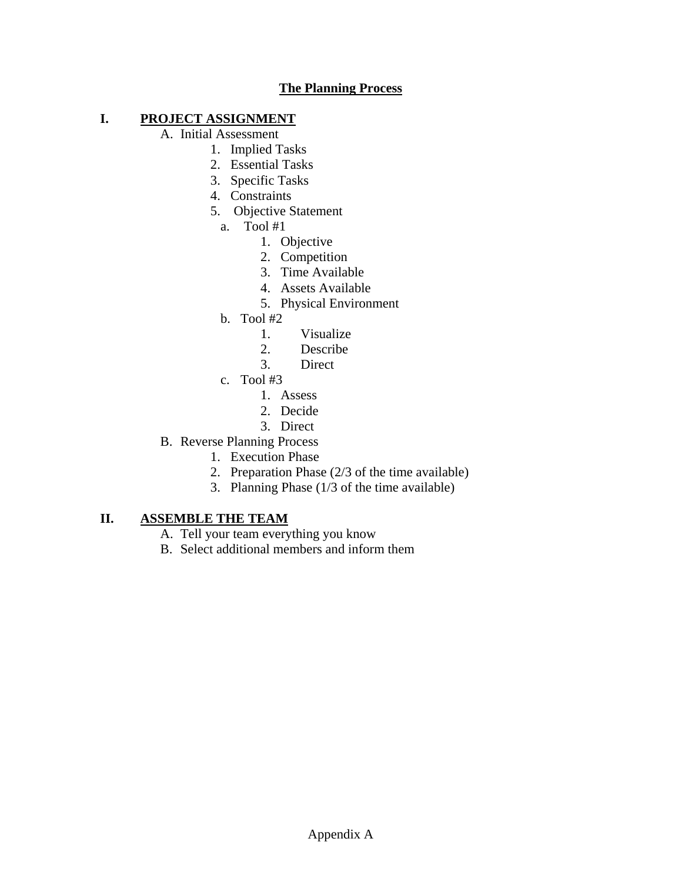# The Planning Process

## I. PROJECT ASSIGNMENT

A. Initial Assessment
   1. Implied Tasks
   2. Essential Tasks
   3. Specific Tasks
   4. Constraints
   5. Objective Statement
      a. Tool #1
         1. Objective
         2. Competition
         3. Time Available
         4. Assets Available
         5. Physical Environment
      b. Tool #2
         1. Visualize
         2. Describe
         3. Direct
      c. Tool #3
         1. Assess
         2. Decide
         3. Direct

B. Reverse Planning Process
   1. Execution Phase
   2. Preparation Phase (2/3 of the time available)
   3. Planning Phase (1/3 of the time available)

## II. ASSEMBLE THE TEAM

A. Tell your team everything you know
B. Select additional members and inform them

Appendix A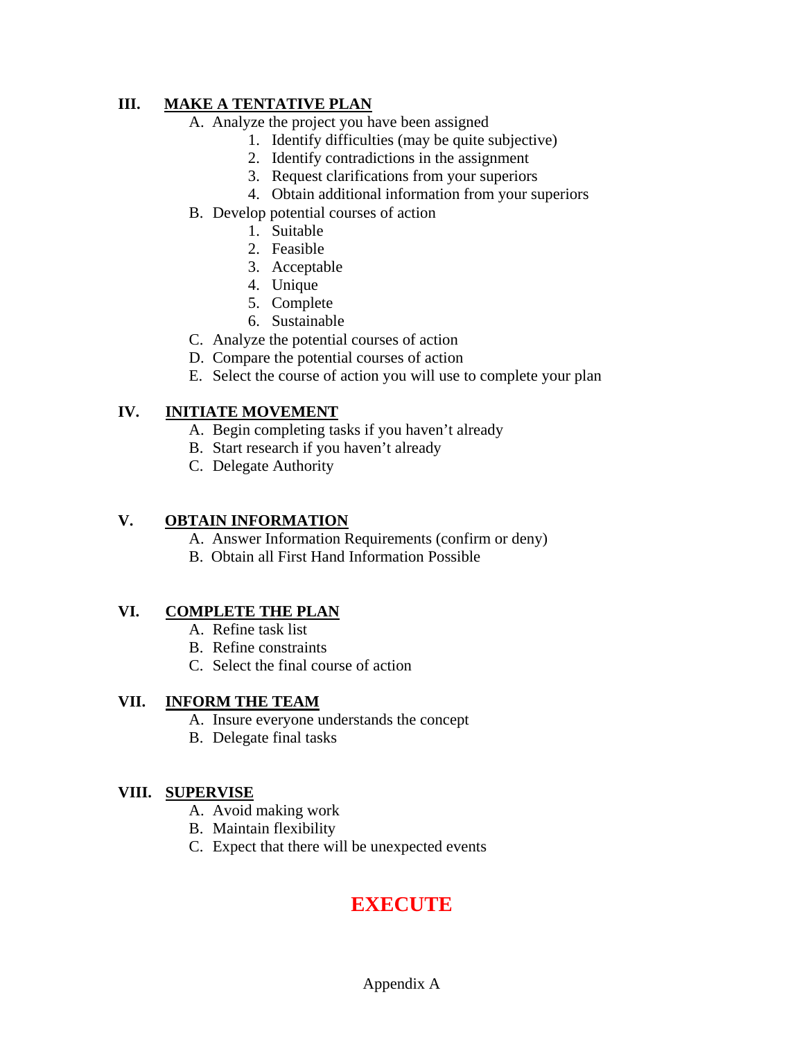## III. MAKE A TENTATIVE PLAN

A. Analyze the project you have been assigned
   1. Identify difficulties (may be quite subjective)
   2. Identify contradictions in the assignment
   3. Request clarifications from your superiors
   4. Obtain additional information from your superiors

B. Develop potential courses of action
   1. Suitable
   2. Feasible
   3. Acceptable
   4. Unique
   5. Complete
   6. Sustainable

C. Analyze the potential courses of action

D. Compare the potential courses of action

E. Select the course of action you will use to complete your plan

## IV. INITIATE MOVEMENT

A. Begin completing tasks if you haven't already

B. Start research if you haven't already

C. Delegate Authority

## V. OBTAIN INFORMATION

A. Answer Information Requirements (confirm or deny)

B. Obtain all First Hand Information Possible

## VI. COMPLETE THE PLAN

A. Refine task list

B. Refine constraints

C. Select the final course of action

## VII. INFORM THE TEAM

A. Insure everyone understands the concept

B. Delegate final tasks

## VIII. SUPERVISE

A. Avoid making work

B. Maintain flexibility

C. Expect that there will be unexpected events

# EXECUTE

Appendix A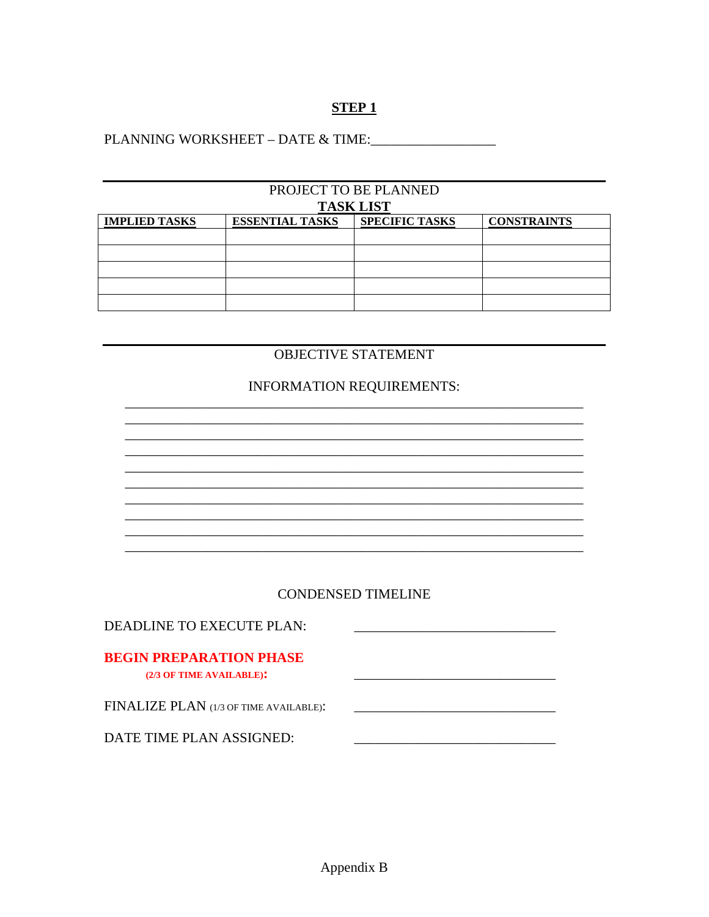## STEP 1

PLANNING WORKSHEET – DATE & TIME:__________________

---

PROJECT TO BE PLANNED

**TASK LIST**

| IMPLIED TASKS | ESSENTIAL TASKS | SPECIFIC TASKS | CONSTRAINTS |
|---|---|---|---|
| | | | |
| | | | |
| | | | |
| | | | |
| | | | |

---

OBJECTIVE STATEMENT

INFORMATION REQUIREMENTS:

_____________________________________________________________________
_____________________________________________________________________
_____________________________________________________________________
_____________________________________________________________________
_____________________________________________________________________
_____________________________________________________________________
_____________________________________________________________________
_____________________________________________________________________
_____________________________________________________________________
_____________________________________________________________________

CONDENSED TIMELINE

DEADLINE TO EXECUTE PLAN: ______________________________

**BEGIN PREPARATION PHASE (2/3 OF TIME AVAILABLE):** ______________________________

FINALIZE PLAN (1/3 OF TIME AVAILABLE): ______________________________

DATE TIME PLAN ASSIGNED: ______________________________

Appendix B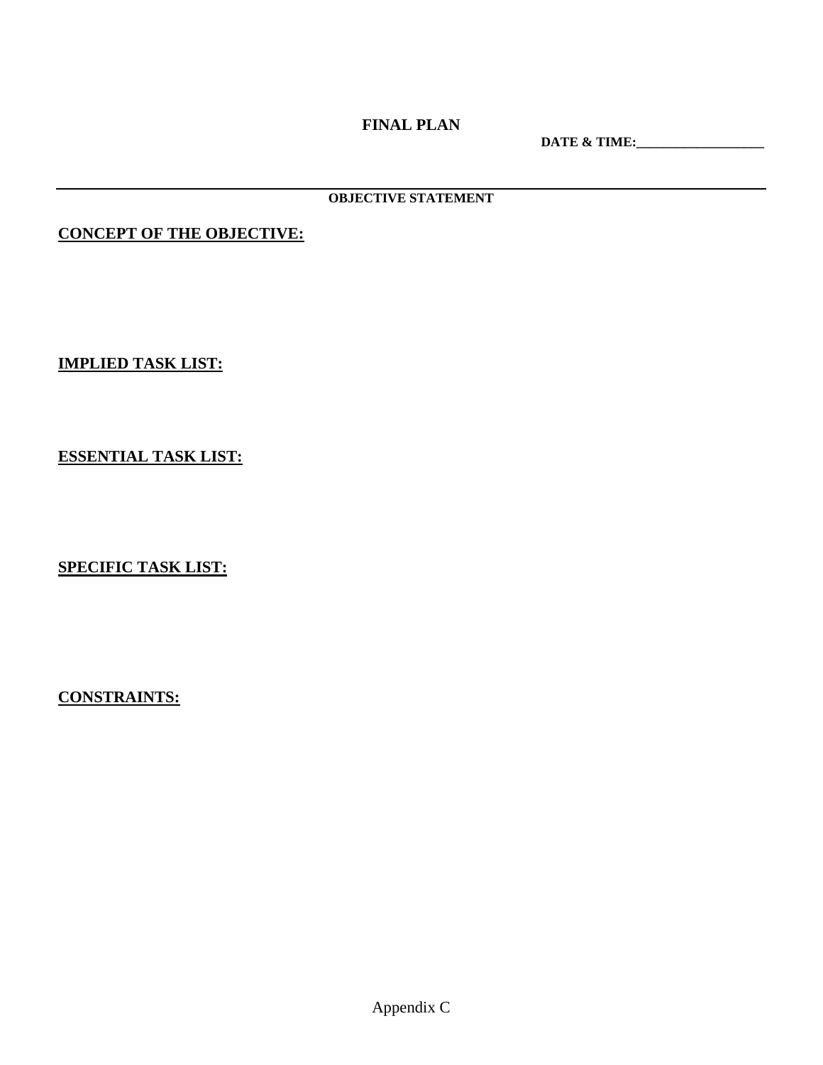# FINAL PLAN

**DATE & TIME:___________________**

---

**OBJECTIVE STATEMENT**

**CONCEPT OF THE OBJECTIVE:**

**IMPLIED TASK LIST:**

**ESSENTIAL TASK LIST:**

**SPECIFIC TASK LIST:**

**CONSTRAINTS:**

Appendix C